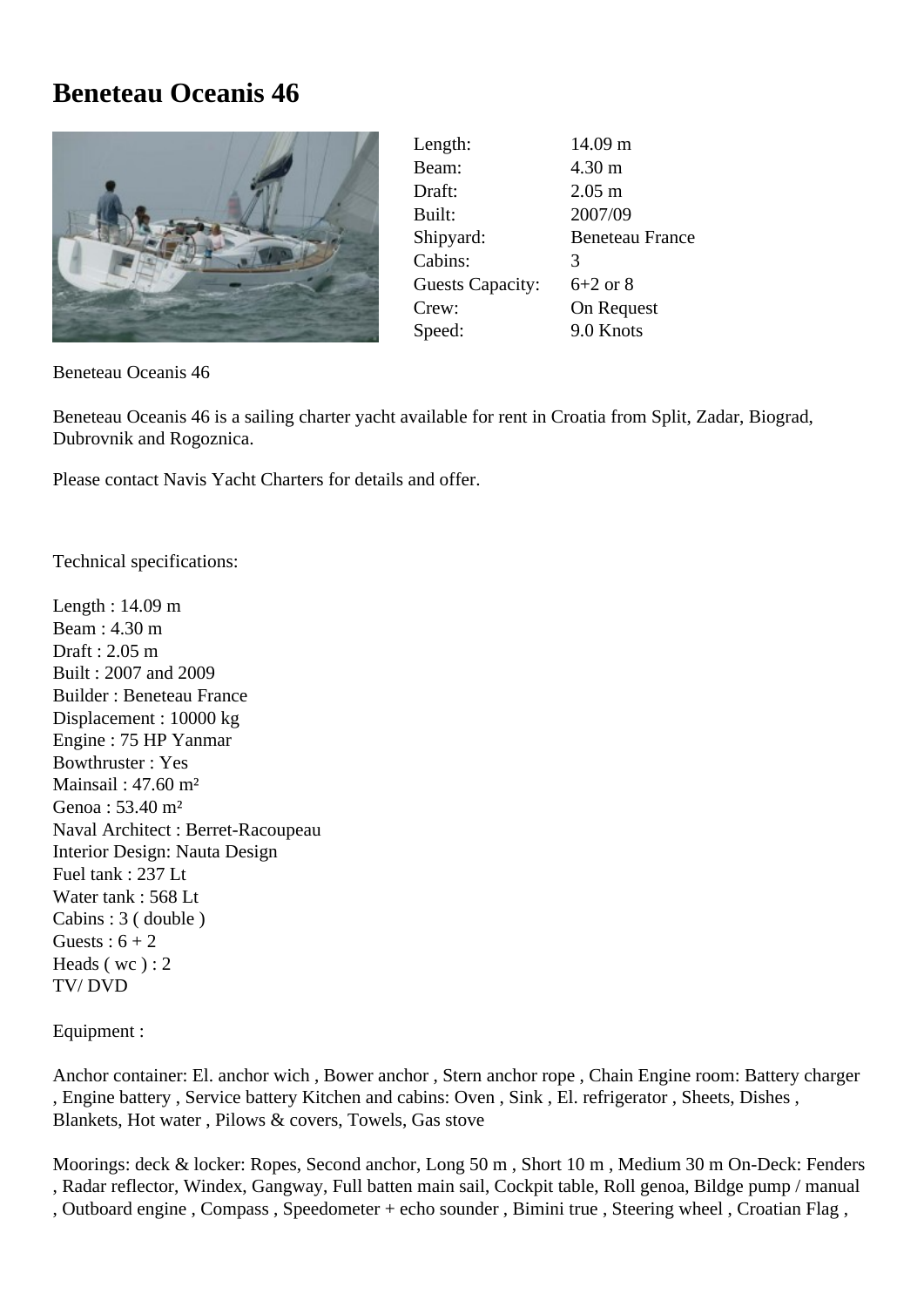# Beneteau Oceanis 46

| | |
|---|---|
| Length: | 14.09 m |
| Beam: | 4.30 m |
| Draft: | 2.05 m |
| Built: | 2007/09 |
| Shipyard: | Beneteau France |
| Cabins: | 3 |
| Guests Capacity: | 6+2 or 8 |
| Crew: | On Request |
| Speed: | 9.0 Knots |

Beneteau Oceanis 46

Beneteau Oceanis 46 is a sailing charter yacht available for rent in Croatia from Split, Zadar, Biograd, Dubrovnik and Rogoznica.

Please contact Navis Yacht Charters for details and offer.

Technical specifications:

Length : 14.09 m
Beam : 4.30 m
Draft : 2.05 m
Built : 2007 and 2009
Builder : Beneteau France
Displacement : 10000 kg
Engine : 75 HP Yanmar
Bowthruster : Yes
Mainsail : 47.60 m²
Genoa : 53.40 m²
Naval Architect : Berret-Racoupeau
Interior Design: Nauta Design
Fuel tank : 237 Lt
Water tank : 568 Lt
Cabins : 3 ( double )
Guests : 6 + 2
Heads ( wc ) : 2
TV/ DVD

Equipment :

Anchor container: El. anchor wich , Bower anchor , Stern anchor rope , Chain Engine room: Battery charger , Engine battery , Service battery Kitchen and cabins: Oven , Sink , El. refrigerator , Sheets, Dishes , Blankets, Hot water , Pilows & covers, Towels, Gas stove

Moorings: deck & locker: Ropes, Second anchor, Long 50 m , Short 10 m , Medium 30 m On-Deck: Fenders , Radar reflector, Windex, Gangway, Full batten main sail, Cockpit table, Roll genoa, Bildge pump / manual , Outboard engine , Compass , Speedometer + echo sounder , Bimini true , Steering wheel , Croatian Flag ,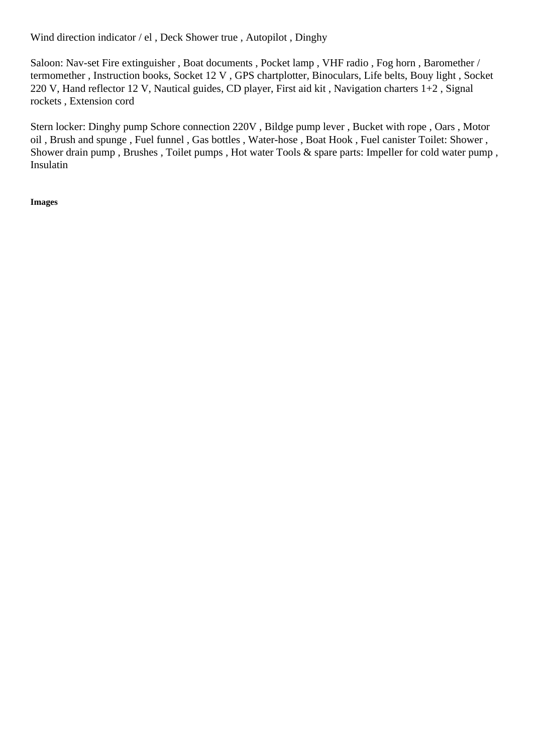Wind direction indicator / el , Deck Shower true , Autopilot , Dinghy

Saloon: Nav-set Fire extinguisher , Boat documents , Pocket lamp , VHF radio , Fog horn , Baromether / termomether , Instruction books, Socket 12 V , GPS chartplotter, Binoculars, Life belts, Bouy light , Socket 220 V, Hand reflector 12 V, Nautical guides, CD player, First aid kit , Navigation charters 1+2 , Signal rockets , Extension cord

Stern locker: Dinghy pump Schore connection 220V , Bildge pump lever , Bucket with rope , Oars , Motor oil , Brush and spunge , Fuel funnel , Gas bottles , Water-hose , Boat Hook , Fuel canister Toilet: Shower , Shower drain pump , Brushes , Toilet pumps , Hot water Tools & spare parts: Impeller for cold water pump , Insulatin

**Images**